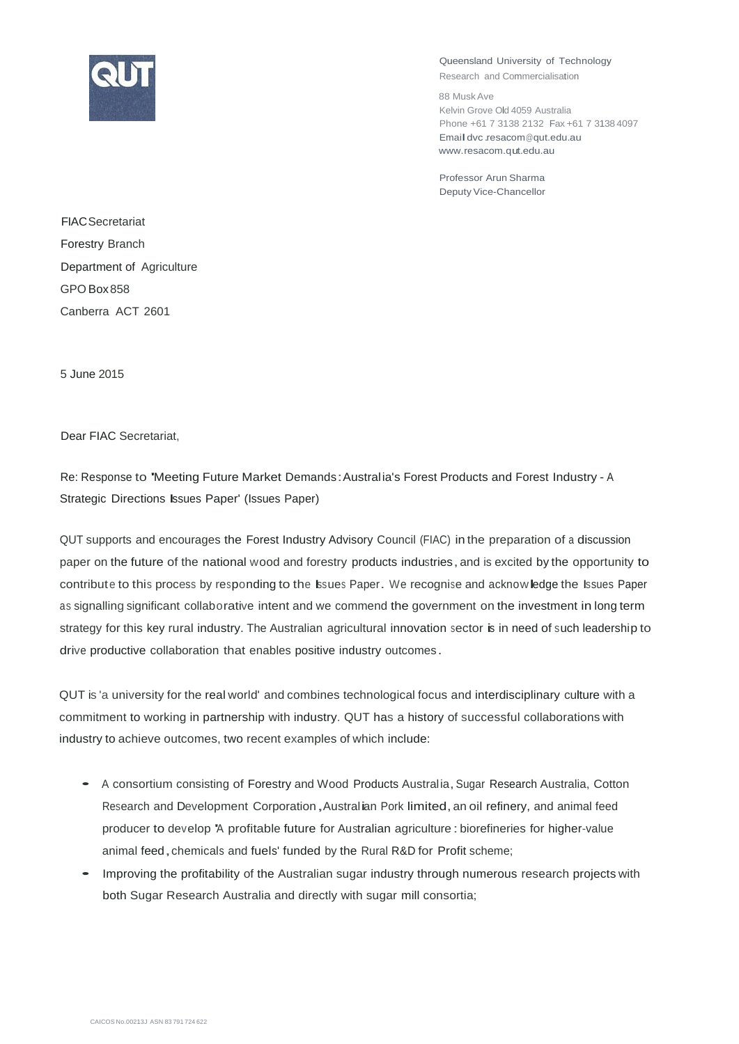Queensland University of Technology
Research and Commercialisation

88 Musk Ave
Kelvin Grove Qld 4059 Australia
Phone +61 7 3138 2132 Fax +61 7 3138 4097
Email dvc.resacom@qut.edu.au
www.resacom.qut.edu.au

Professor Arun Sharma
Deputy Vice-Chancellor

FIAC Secretariat
Forestry Branch
Department of Agriculture
GPO Box 858
Canberra ACT 2601

5 June 2015

Dear FIAC Secretariat,

Re: Response to 'Meeting Future Market Demands: Australia's Forest Products and Forest Industry - A Strategic Directions Issues Paper' (Issues Paper)

QUT supports and encourages the Forest Industry Advisory Council (FIAC) in the preparation of a discussion paper on the future of the national wood and forestry products industries, and is excited by the opportunity to contribute to this process by responding to the Issues Paper. We recognise and acknowledge the Issues Paper as signalling significant collaborative intent and we commend the government on the investment in long term strategy for this key rural industry. The Australian agricultural innovation sector is in need of such leadership to drive productive collaboration that enables positive industry outcomes.

QUT is 'a university for the real world' and combines technological focus and interdisciplinary culture with a commitment to working in partnership with industry. QUT has a history of successful collaborations with industry to achieve outcomes, two recent examples of which include:

- A consortium consisting of Forestry and Wood Products Australia, Sugar Research Australia, Cotton Research and Development Corporation, Australian Pork limited, an oil refinery, and animal feed producer to develop 'A profitable future for Australian agriculture: biorefineries for higher-value animal feed, chemicals and fuels' funded by the Rural R&D for Profit scheme;
- Improving the profitability of the Australian sugar industry through numerous research projects with both Sugar Research Australia and directly with sugar mill consortia;

CAICOS No.00213J ABN 83 791 724 622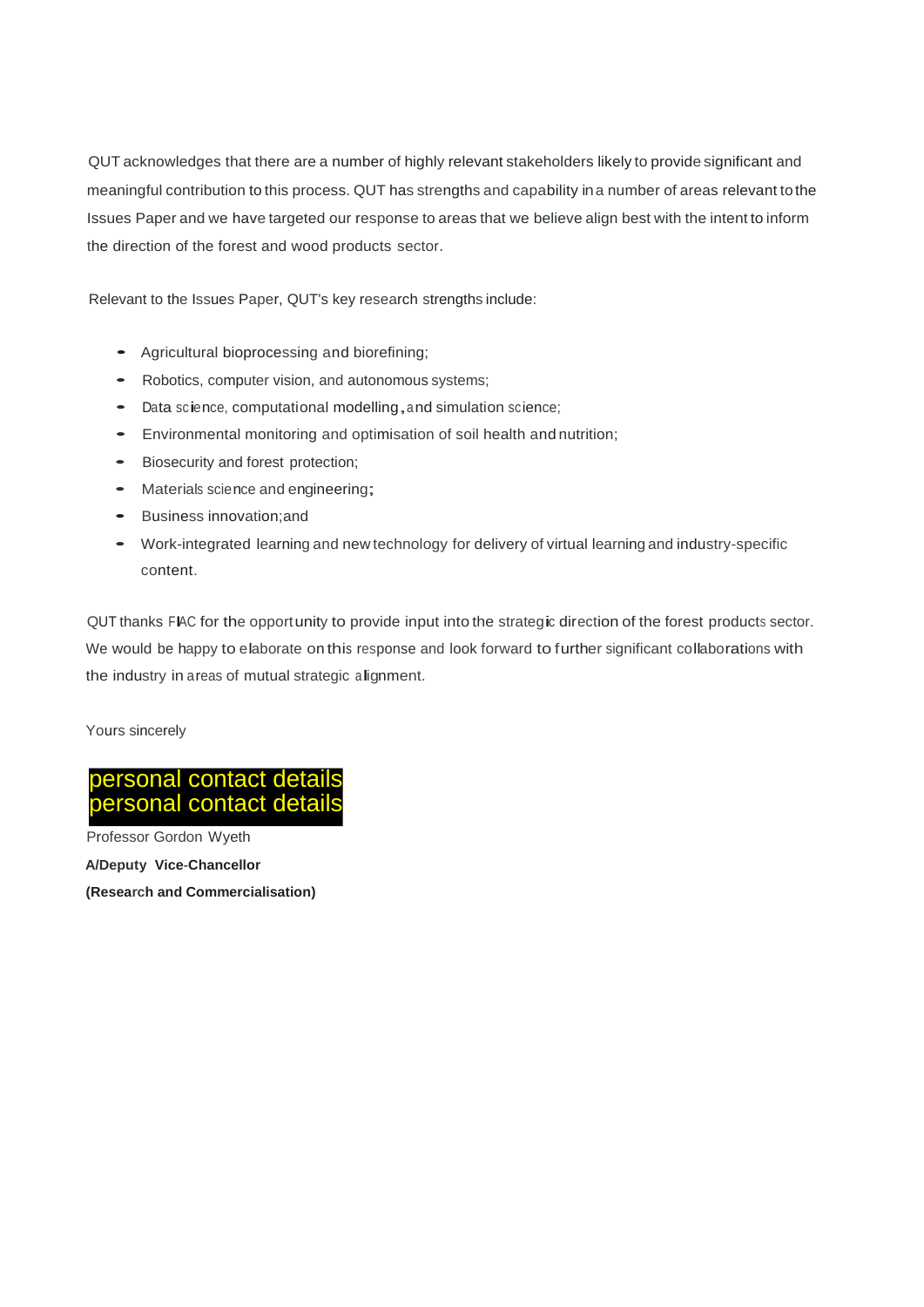QUT acknowledges that there are a number of highly relevant stakeholders likely to provide significant and meaningful contribution to this process. QUT has strengths and capability in a number of areas relevant to the Issues Paper and we have targeted our response to areas that we believe align best with the intent to inform the direction of the forest and wood products sector.

Relevant to the Issues Paper, QUT's key research strengths include:

- Agricultural bioprocessing and biorefining;
- Robotics, computer vision, and autonomous systems;
- Data science, computational modelling, and simulation science;
- Environmental monitoring and optimisation of soil health and nutrition;
- Biosecurity and forest protection;
- Materials science and engineering;
- Business innovation; and
- Work-integrated learning and new technology for delivery of virtual learning and industry-specific content.

QUT thanks FIAC for the opportunity to provide input into the strategic direction of the forest products sector. We would be happy to elaborate on this response and look forward to further significant collaborations with the industry in areas of mutual strategic alignment.

Yours sincerely

personal contact details
personal contact details

Professor Gordon Wyeth

**A/Deputy Vice-Chancellor**

**(Research and Commercialisation)**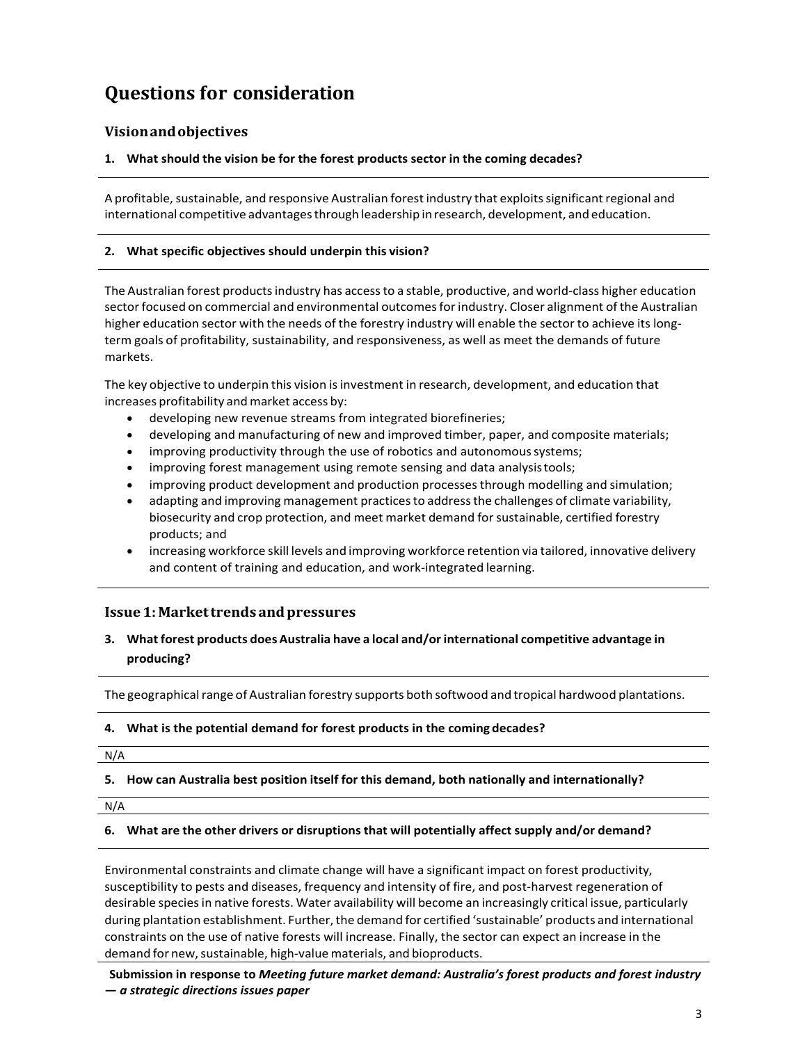# Questions for consideration

## Vision and objectives

**1. What should the vision be for the forest products sector in the coming decades?**

A profitable, sustainable, and responsive Australian forest industry that exploits significant regional and international competitive advantages through leadership in research, development, and education.

**2. What specific objectives should underpin this vision?**

The Australian forest products industry has access to a stable, productive, and world-class higher education sector focused on commercial and environmental outcomes for industry. Closer alignment of the Australian higher education sector with the needs of the forestry industry will enable the sector to achieve its long-term goals of profitability, sustainability, and responsiveness, as well as meet the demands of future markets.

The key objective to underpin this vision is investment in research, development, and education that increases profitability and market access by:

- developing new revenue streams from integrated biorefineries;
- developing and manufacturing of new and improved timber, paper, and composite materials;
- improving productivity through the use of robotics and autonomous systems;
- improving forest management using remote sensing and data analysis tools;
- improving product development and production processes through modelling and simulation;
- adapting and improving management practices to address the challenges of climate variability, biosecurity and crop protection, and meet market demand for sustainable, certified forestry products; and
- increasing workforce skill levels and improving workforce retention via tailored, innovative delivery and content of training and education, and work-integrated learning.

## Issue 1: Market trends and pressures

**3. What forest products does Australia have a local and/or international competitive advantage in producing?**

The geographical range of Australian forestry supports both softwood and tropical hardwood plantations.

**4. What is the potential demand for forest products in the coming decades?**

N/A

**5. How can Australia best position itself for this demand, both nationally and internationally?**

N/A

**6. What are the other drivers or disruptions that will potentially affect supply and/or demand?**

Environmental constraints and climate change will have a significant impact on forest productivity, susceptibility to pests and diseases, frequency and intensity of fire, and post-harvest regeneration of desirable species in native forests. Water availability will become an increasingly critical issue, particularly during plantation establishment. Further, the demand for certified 'sustainable' products and international constraints on the use of native forests will increase. Finally, the sector can expect an increase in the demand for new, sustainable, high-value materials, and bioproducts.

**Submission in response to *Meeting future market demand: Australia's forest products and forest industry — a strategic directions issues paper***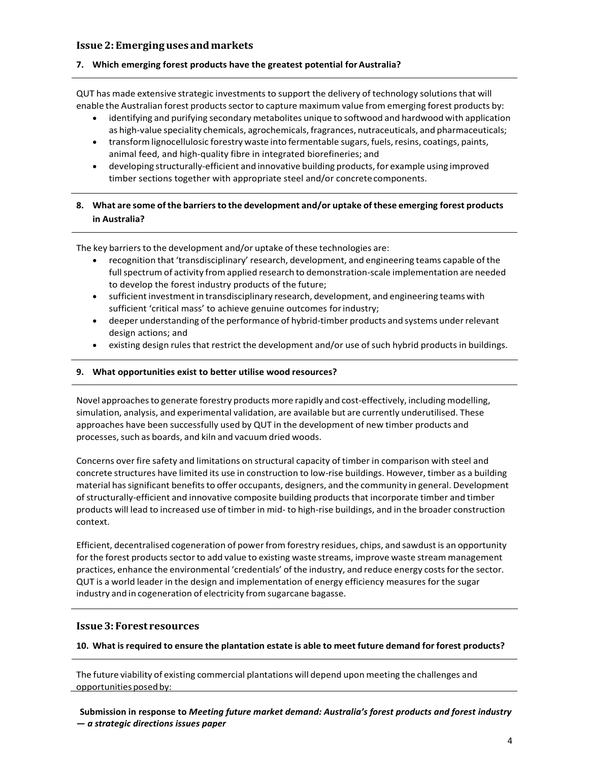## Issue 2: Emerging uses and markets

**7. Which emerging forest products have the greatest potential for Australia?**

QUT has made extensive strategic investments to support the delivery of technology solutions that will enable the Australian forest products sector to capture maximum value from emerging forest products by:

- identifying and purifying secondary metabolites unique to softwood and hardwood with application as high-value speciality chemicals, agrochemicals, fragrances, nutraceuticals, and pharmaceuticals;
- transform lignocellulosic forestry waste into fermentable sugars, fuels, resins, coatings, paints, animal feed, and high-quality fibre in integrated biorefineries; and
- developing structurally-efficient and innovative building products, for example using improved timber sections together with appropriate steel and/or concrete components.

**8. What are some of the barriers to the development and/or uptake of these emerging forest products in Australia?**

The key barriers to the development and/or uptake of these technologies are:

- recognition that 'transdisciplinary' research, development, and engineering teams capable of the full spectrum of activity from applied research to demonstration-scale implementation are needed to develop the forest industry products of the future;
- sufficient investment in transdisciplinary research, development, and engineering teams with sufficient 'critical mass' to achieve genuine outcomes for industry;
- deeper understanding of the performance of hybrid-timber products and systems under relevant design actions; and
- existing design rules that restrict the development and/or use of such hybrid products in buildings.

**9. What opportunities exist to better utilise wood resources?**

Novel approaches to generate forestry products more rapidly and cost-effectively, including modelling, simulation, analysis, and experimental validation, are available but are currently underutilised. These approaches have been successfully used by QUT in the development of new timber products and processes, such as boards, and kiln and vacuum dried woods.

Concerns over fire safety and limitations on structural capacity of timber in comparison with steel and concrete structures have limited its use in construction to low-rise buildings. However, timber as a building material has significant benefits to offer occupants, designers, and the community in general. Development of structurally-efficient and innovative composite building products that incorporate timber and timber products will lead to increased use of timber in mid- to high-rise buildings, and in the broader construction context.

Efficient, decentralised cogeneration of power from forestry residues, chips, and sawdust is an opportunity for the forest products sector to add value to existing waste streams, improve waste stream management practices, enhance the environmental 'credentials' of the industry, and reduce energy costs for the sector. QUT is a world leader in the design and implementation of energy efficiency measures for the sugar industry and in cogeneration of electricity from sugarcane bagasse.

## Issue 3: Forest resources

**10. What is required to ensure the plantation estate is able to meet future demand for forest products?**

The future viability of existing commercial plantations will depend upon meeting the challenges and opportunities posed by: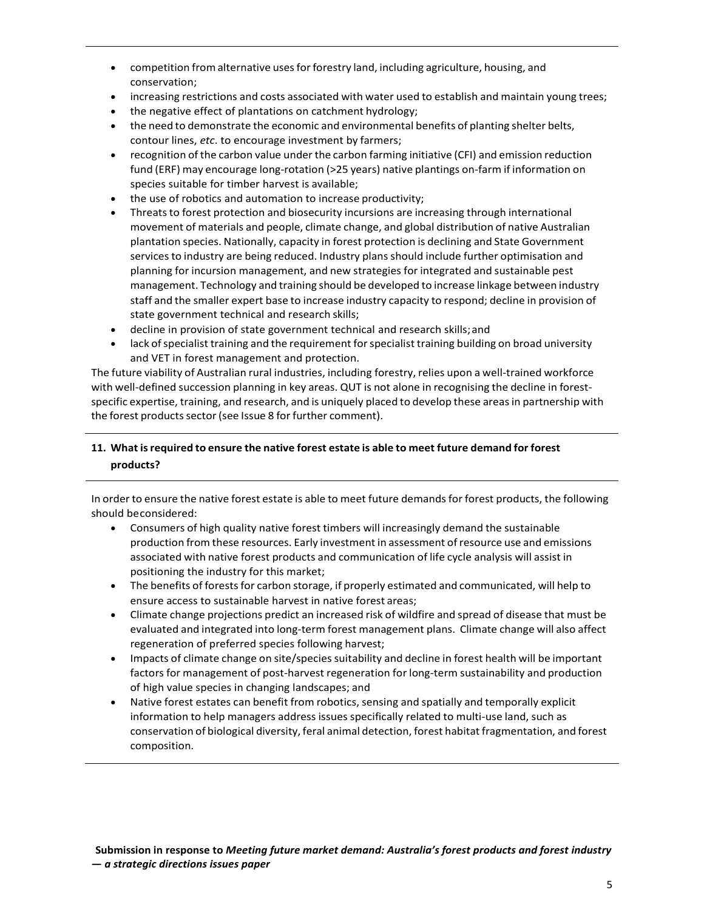- competition from alternative uses for forestry land, including agriculture, housing, and conservation;
- increasing restrictions and costs associated with water used to establish and maintain young trees;
- the negative effect of plantations on catchment hydrology;
- the need to demonstrate the economic and environmental benefits of planting shelter belts, contour lines, *etc*. to encourage investment by farmers;
- recognition of the carbon value under the carbon farming initiative (CFI) and emission reduction fund (ERF) may encourage long-rotation (>25 years) native plantings on-farm if information on species suitable for timber harvest is available;
- the use of robotics and automation to increase productivity;
- Threats to forest protection and biosecurity incursions are increasing through international movement of materials and people, climate change, and global distribution of native Australian plantation species. Nationally, capacity in forest protection is declining and State Government services to industry are being reduced. Industry plans should include further optimisation and planning for incursion management, and new strategies for integrated and sustainable pest management. Technology and training should be developed to increase linkage between industry staff and the smaller expert base to increase industry capacity to respond; decline in provision of state government technical and research skills;
- decline in provision of state government technical and research skills; and
- lack of specialist training and the requirement for specialist training building on broad university and VET in forest management and protection.

The future viability of Australian rural industries, including forestry, relies upon a well-trained workforce with well-defined succession planning in key areas. QUT is not alone in recognising the decline in forest-specific expertise, training, and research, and is uniquely placed to develop these areas in partnership with the forest products sector (see Issue 8 for further comment).

**11. What is required to ensure the native forest estate is able to meet future demand for forest products?**

In order to ensure the native forest estate is able to meet future demands for forest products, the following should beconsidered:

- Consumers of high quality native forest timbers will increasingly demand the sustainable production from these resources. Early investment in assessment of resource use and emissions associated with native forest products and communication of life cycle analysis will assist in positioning the industry for this market;
- The benefits of forests for carbon storage, if properly estimated and communicated, will help to ensure access to sustainable harvest in native forest areas;
- Climate change projections predict an increased risk of wildfire and spread of disease that must be evaluated and integrated into long-term forest management plans. Climate change will also affect regeneration of preferred species following harvest;
- Impacts of climate change on site/species suitability and decline in forest health will be important factors for management of post-harvest regeneration for long-term sustainability and production of high value species in changing landscapes; and
- Native forest estates can benefit from robotics, sensing and spatially and temporally explicit information to help managers address issues specifically related to multi-use land, such as conservation of biological diversity, feral animal detection, forest habitat fragmentation, and forest composition.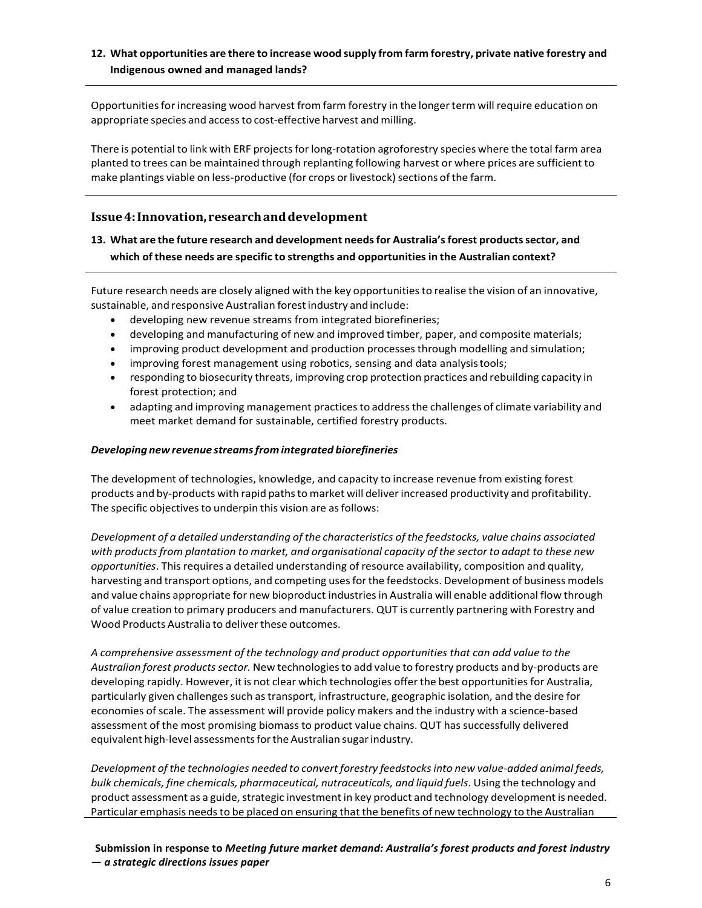**12. What opportunities are there to increase wood supply from farm forestry, private native forestry and Indigenous owned and managed lands?**

Opportunities for increasing wood harvest from farm forestry in the longer term will require education on appropriate species and access to cost-effective harvest and milling.

There is potential to link with ERF projects for long-rotation agroforestry species where the total farm area planted to trees can be maintained through replanting following harvest or where prices are sufficient to make plantings viable on less-productive (for crops or livestock) sections of the farm.

## Issue 4: Innovation, research and development

**13. What are the future research and development needs for Australia's forest products sector, and which of these needs are specific to strengths and opportunities in the Australian context?**

Future research needs are closely aligned with the key opportunities to realise the vision of an innovative, sustainable, and responsive Australian forest industry and include:

- developing new revenue streams from integrated biorefineries;
- developing and manufacturing of new and improved timber, paper, and composite materials;
- improving product development and production processes through modelling and simulation;
- improving forest management using robotics, sensing and data analysis tools;
- responding to biosecurity threats, improving crop protection practices and rebuilding capacity in forest protection; and
- adapting and improving management practices to address the challenges of climate variability and meet market demand for sustainable, certified forestry products.

***Developing new revenue streams from integrated biorefineries***

The development of technologies, knowledge, and capacity to increase revenue from existing forest products and by-products with rapid paths to market will deliver increased productivity and profitability. The specific objectives to underpin this vision are as follows:

*Development of a detailed understanding of the characteristics of the feedstocks, value chains associated with products from plantation to market, and organisational capacity of the sector to adapt to these new opportunities*. This requires a detailed understanding of resource availability, composition and quality, harvesting and transport options, and competing uses for the feedstocks. Development of business models and value chains appropriate for new bioproduct industries in Australia will enable additional flow through of value creation to primary producers and manufacturers. QUT is currently partnering with Forestry and Wood Products Australia to deliver these outcomes.

*A comprehensive assessment of the technology and product opportunities that can add value to the Australian forest products sector.* New technologies to add value to forestry products and by-products are developing rapidly. However, it is not clear which technologies offer the best opportunities for Australia, particularly given challenges such as transport, infrastructure, geographic isolation, and the desire for economies of scale. The assessment will provide policy makers and the industry with a science-based assessment of the most promising biomass to product value chains. QUT has successfully delivered equivalent high-level assessments for the Australian sugar industry.

*Development of the technologies needed to convert forestry feedstocks into new value-added animal feeds, bulk chemicals, fine chemicals, pharmaceutical, nutraceuticals, and liquid fuels*. Using the technology and product assessment as a guide, strategic investment in key product and technology development is needed. Particular emphasis needs to be placed on ensuring that the benefits of new technology to the Australian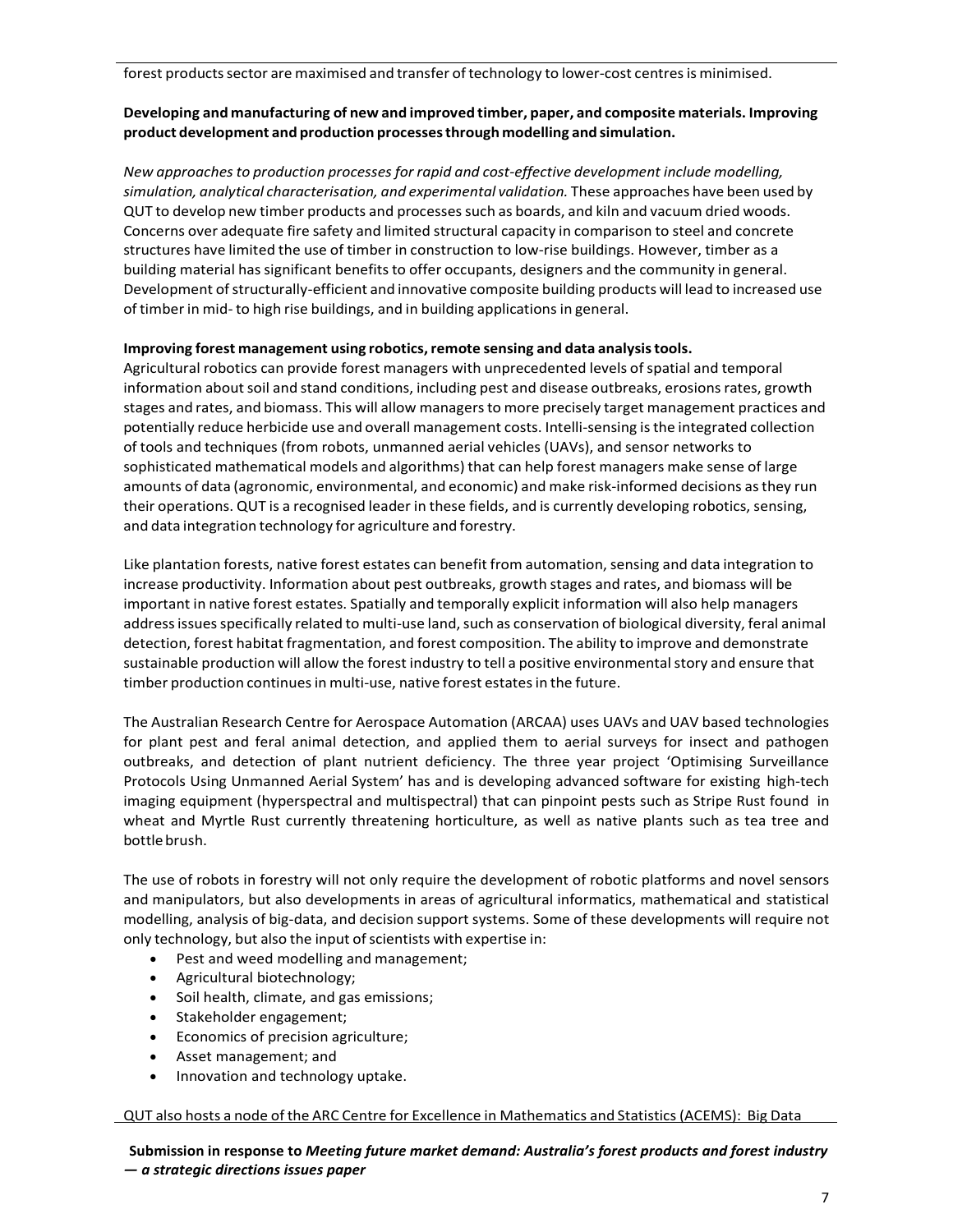forest products sector are maximised and transfer of technology to lower-cost centres is minimised.

**Developing and manufacturing of new and improved timber, paper, and composite materials. Improving product development and production processes through modelling and simulation.**

*New approaches to production processes for rapid and cost-effective development include modelling, simulation, analytical characterisation, and experimental validation.* These approaches have been used by QUT to develop new timber products and processes such as boards, and kiln and vacuum dried woods. Concerns over adequate fire safety and limited structural capacity in comparison to steel and concrete structures have limited the use of timber in construction to low-rise buildings. However, timber as a building material has significant benefits to offer occupants, designers and the community in general. Development of structurally-efficient and innovative composite building products will lead to increased use of timber in mid- to high rise buildings, and in building applications in general.

**Improving forest management using robotics, remote sensing and data analysis tools.**

Agricultural robotics can provide forest managers with unprecedented levels of spatial and temporal information about soil and stand conditions, including pest and disease outbreaks, erosions rates, growth stages and rates, and biomass. This will allow managers to more precisely target management practices and potentially reduce herbicide use and overall management costs. Intelli-sensing is the integrated collection of tools and techniques (from robots, unmanned aerial vehicles (UAVs), and sensor networks to sophisticated mathematical models and algorithms) that can help forest managers make sense of large amounts of data (agronomic, environmental, and economic) and make risk-informed decisions as they run their operations. QUT is a recognised leader in these fields, and is currently developing robotics, sensing, and data integration technology for agriculture and forestry.

Like plantation forests, native forest estates can benefit from automation, sensing and data integration to increase productivity. Information about pest outbreaks, growth stages and rates, and biomass will be important in native forest estates. Spatially and temporally explicit information will also help managers address issues specifically related to multi-use land, such as conservation of biological diversity, feral animal detection, forest habitat fragmentation, and forest composition. The ability to improve and demonstrate sustainable production will allow the forest industry to tell a positive environmental story and ensure that timber production continues in multi-use, native forest estates in the future.

The Australian Research Centre for Aerospace Automation (ARCAA) uses UAVs and UAV based technologies for plant pest and feral animal detection, and applied them to aerial surveys for insect and pathogen outbreaks, and detection of plant nutrient deficiency. The three year project 'Optimising Surveillance Protocols Using Unmanned Aerial System' has and is developing advanced software for existing high-tech imaging equipment (hyperspectral and multispectral) that can pinpoint pests such as Stripe Rust found in wheat and Myrtle Rust currently threatening horticulture, as well as native plants such as tea tree and bottle brush.

The use of robots in forestry will not only require the development of robotic platforms and novel sensors and manipulators, but also developments in areas of agricultural informatics, mathematical and statistical modelling, analysis of big-data, and decision support systems. Some of these developments will require not only technology, but also the input of scientists with expertise in:

- Pest and weed modelling and management;
- Agricultural biotechnology;
- Soil health, climate, and gas emissions;
- Stakeholder engagement;
- Economics of precision agriculture;
- Asset management; and
- Innovation and technology uptake.

QUT also hosts a node of the ARC Centre for Excellence in Mathematics and Statistics (ACEMS): Big Data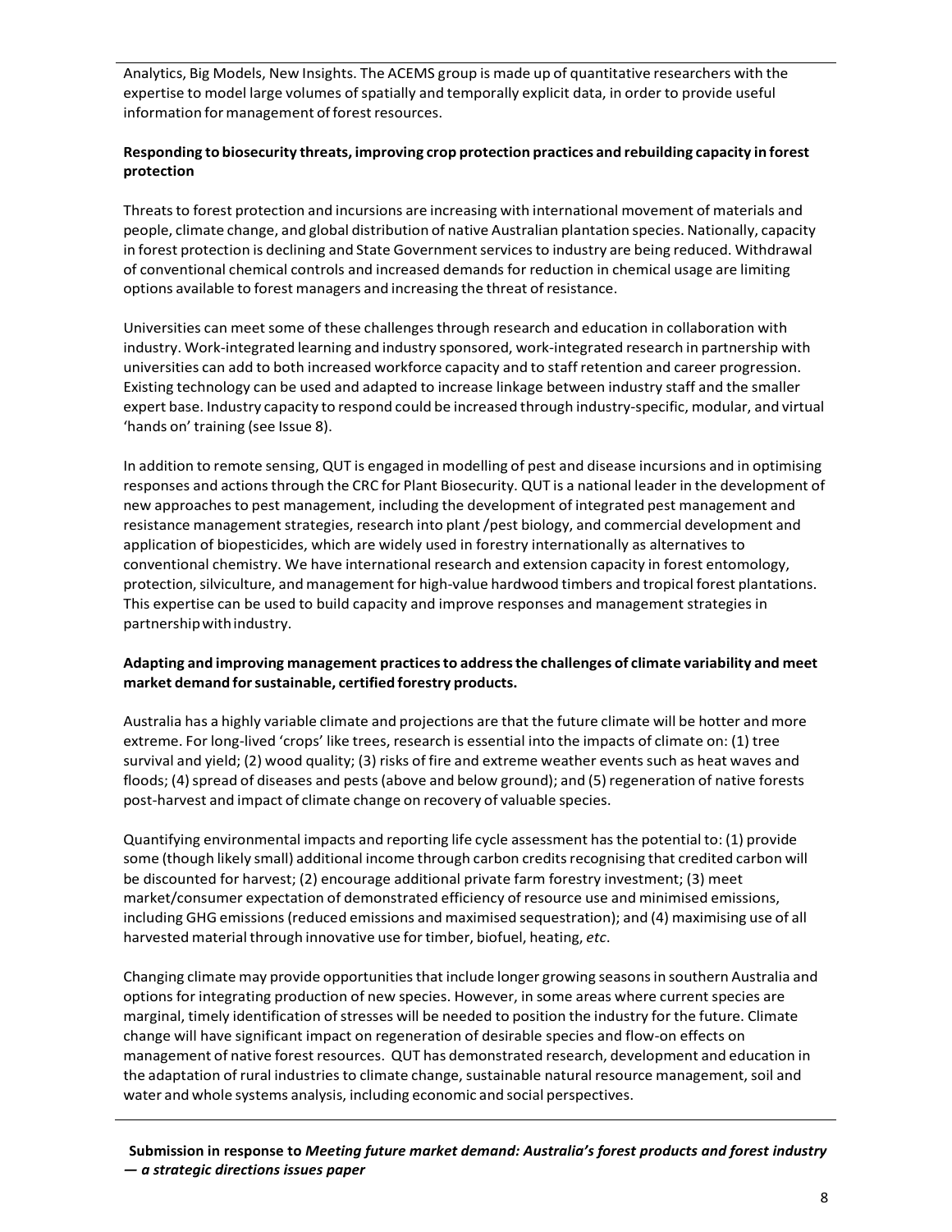Analytics, Big Models, New Insights. The ACEMS group is made up of quantitative researchers with the expertise to model large volumes of spatially and temporally explicit data, in order to provide useful information for management of forest resources.

**Responding to biosecurity threats, improving crop protection practices and rebuilding capacity in forest protection**

Threats to forest protection and incursions are increasing with international movement of materials and people, climate change, and global distribution of native Australian plantation species. Nationally, capacity in forest protection is declining and State Government services to industry are being reduced. Withdrawal of conventional chemical controls and increased demands for reduction in chemical usage are limiting options available to forest managers and increasing the threat of resistance.

Universities can meet some of these challenges through research and education in collaboration with industry. Work-integrated learning and industry sponsored, work-integrated research in partnership with universities can add to both increased workforce capacity and to staff retention and career progression. Existing technology can be used and adapted to increase linkage between industry staff and the smaller expert base. Industry capacity to respond could be increased through industry-specific, modular, and virtual 'hands on' training (see Issue 8).

In addition to remote sensing, QUT is engaged in modelling of pest and disease incursions and in optimising responses and actions through the CRC for Plant Biosecurity. QUT is a national leader in the development of new approaches to pest management, including the development of integrated pest management and resistance management strategies, research into plant /pest biology, and commercial development and application of biopesticides, which are widely used in forestry internationally as alternatives to conventional chemistry. We have international research and extension capacity in forest entomology, protection, silviculture, and management for high-value hardwood timbers and tropical forest plantations. This expertise can be used to build capacity and improve responses and management strategies in partnership with industry.

**Adapting and improving management practices to address the challenges of climate variability and meet market demand for sustainable, certified forestry products.**

Australia has a highly variable climate and projections are that the future climate will be hotter and more extreme. For long-lived 'crops' like trees, research is essential into the impacts of climate on: (1) tree survival and yield; (2) wood quality; (3) risks of fire and extreme weather events such as heat waves and floods; (4) spread of diseases and pests (above and below ground); and (5) regeneration of native forests post-harvest and impact of climate change on recovery of valuable species.

Quantifying environmental impacts and reporting life cycle assessment has the potential to: (1) provide some (though likely small) additional income through carbon credits recognising that credited carbon will be discounted for harvest; (2) encourage additional private farm forestry investment; (3) meet market/consumer expectation of demonstrated efficiency of resource use and minimised emissions, including GHG emissions (reduced emissions and maximised sequestration); and (4) maximising use of all harvested material through innovative use for timber, biofuel, heating, *etc*.

Changing climate may provide opportunities that include longer growing seasons in southern Australia and options for integrating production of new species. However, in some areas where current species are marginal, timely identification of stresses will be needed to position the industry for the future. Climate change will have significant impact on regeneration of desirable species and flow-on effects on management of native forest resources. QUT has demonstrated research, development and education in the adaptation of rural industries to climate change, sustainable natural resource management, soil and water and whole systems analysis, including economic and social perspectives.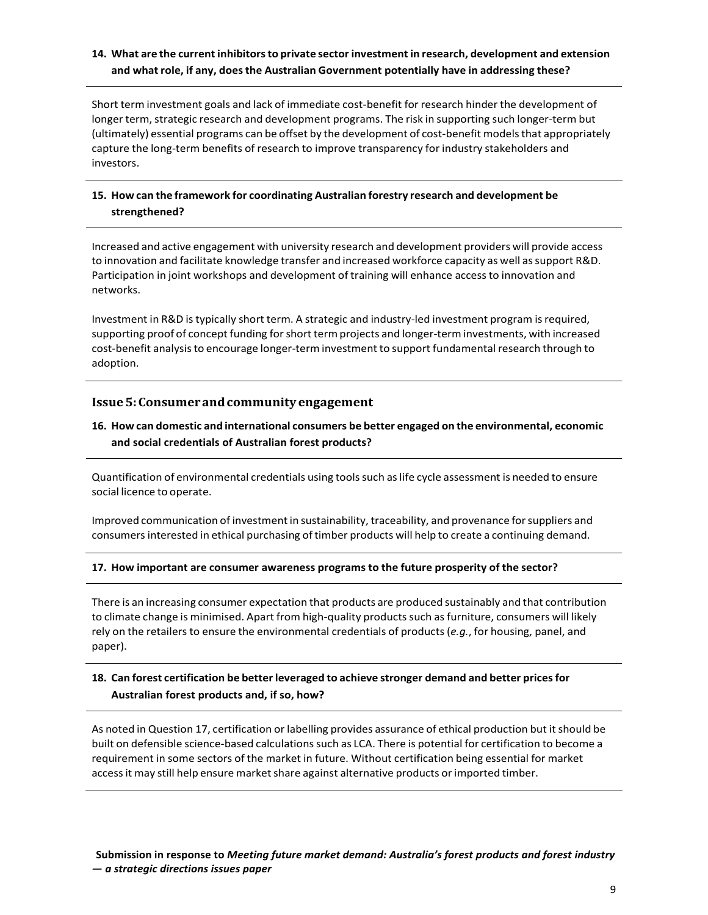**14. What are the current inhibitors to private sector investment in research, development and extension and what role, if any, does the Australian Government potentially have in addressing these?**

Short term investment goals and lack of immediate cost-benefit for research hinder the development of longer term, strategic research and development programs. The risk in supporting such longer-term but (ultimately) essential programs can be offset by the development of cost-benefit models that appropriately capture the long-term benefits of research to improve transparency for industry stakeholders and investors.

**15. How can the framework for coordinating Australian forestry research and development be strengthened?**

Increased and active engagement with university research and development providers will provide access to innovation and facilitate knowledge transfer and increased workforce capacity as well as support R&D. Participation in joint workshops and development of training will enhance access to innovation and networks.

Investment in R&D is typically short term. A strategic and industry-led investment program is required, supporting proof of concept funding for short term projects and longer-term investments, with increased cost-benefit analysis to encourage longer-term investment to support fundamental research through to adoption.

## Issue 5: Consumer and community engagement

**16. How can domestic and international consumers be better engaged on the environmental, economic and social credentials of Australian forest products?**

Quantification of environmental credentials using tools such as life cycle assessment is needed to ensure social licence to operate.

Improved communication of investment in sustainability, traceability, and provenance for suppliers and consumers interested in ethical purchasing of timber products will help to create a continuing demand.

**17. How important are consumer awareness programs to the future prosperity of the sector?**

There is an increasing consumer expectation that products are produced sustainably and that contribution to climate change is minimised. Apart from high-quality products such as furniture, consumers will likely rely on the retailers to ensure the environmental credentials of products (*e.g.*, for housing, panel, and paper).

**18. Can forest certification be better leveraged to achieve stronger demand and better prices for Australian forest products and, if so, how?**

As noted in Question 17, certification or labelling provides assurance of ethical production but it should be built on defensible science-based calculations such as LCA. There is potential for certification to become a requirement in some sectors of the market in future. Without certification being essential for market access it may still help ensure market share against alternative products or imported timber.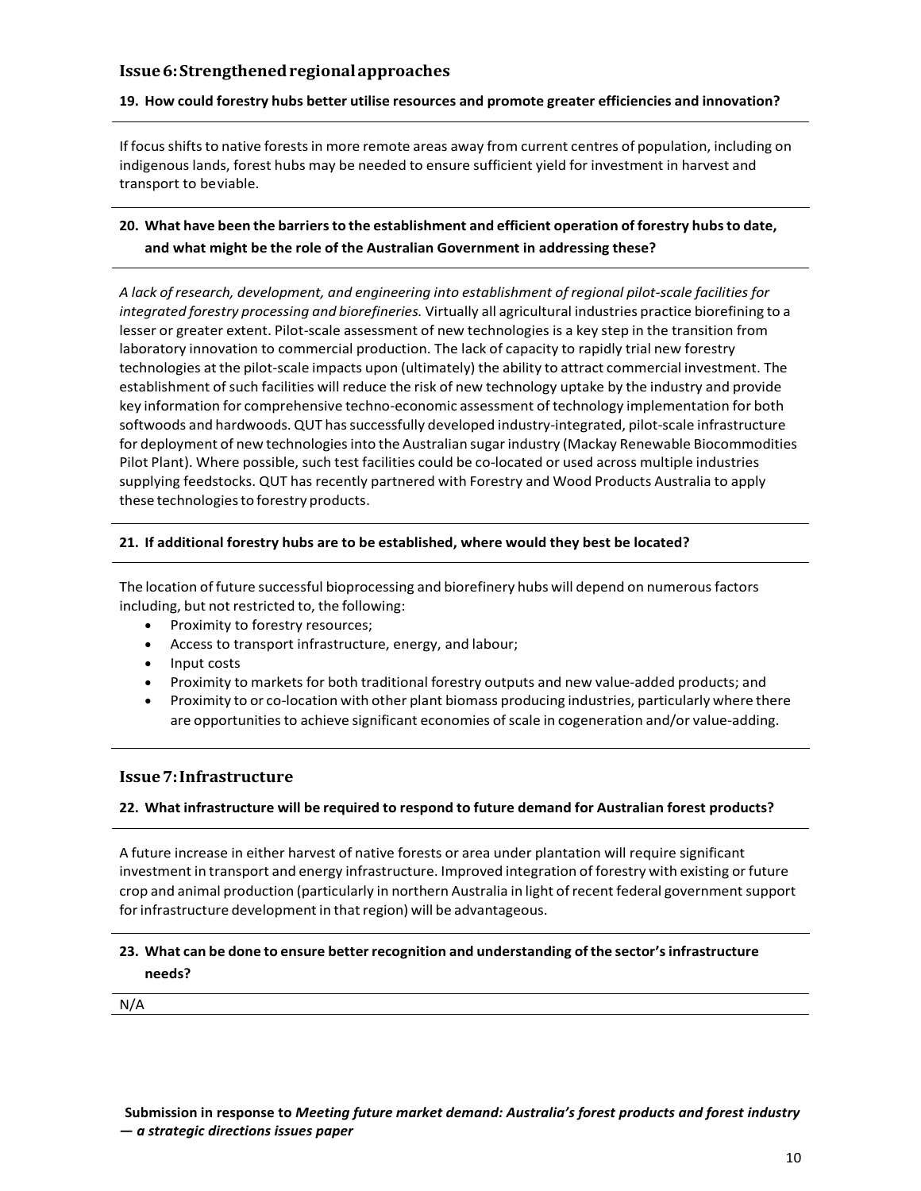## Issue 6: Strengthened regional approaches

**19. How could forestry hubs better utilise resources and promote greater efficiencies and innovation?**

If focus shifts to native forests in more remote areas away from current centres of population, including on indigenous lands, forest hubs may be needed to ensure sufficient yield for investment in harvest and transport to be viable.

**20. What have been the barriers to the establishment and efficient operation of forestry hubs to date, and what might be the role of the Australian Government in addressing these?**

*A lack of research, development, and engineering into establishment of regional pilot-scale facilities for integrated forestry processing and biorefineries.* Virtually all agricultural industries practice biorefining to a lesser or greater extent. Pilot-scale assessment of new technologies is a key step in the transition from laboratory innovation to commercial production. The lack of capacity to rapidly trial new forestry technologies at the pilot-scale impacts upon (ultimately) the ability to attract commercial investment. The establishment of such facilities will reduce the risk of new technology uptake by the industry and provide key information for comprehensive techno-economic assessment of technology implementation for both softwoods and hardwoods. QUT has successfully developed industry-integrated, pilot-scale infrastructure for deployment of new technologies into the Australian sugar industry (Mackay Renewable Biocommodities Pilot Plant). Where possible, such test facilities could be co-located or used across multiple industries supplying feedstocks. QUT has recently partnered with Forestry and Wood Products Australia to apply these technologies to forestry products.

**21. If additional forestry hubs are to be established, where would they best be located?**

The location of future successful bioprocessing and biorefinery hubs will depend on numerous factors including, but not restricted to, the following:

- Proximity to forestry resources;
- Access to transport infrastructure, energy, and labour;
- Input costs
- Proximity to markets for both traditional forestry outputs and new value-added products; and
- Proximity to or co-location with other plant biomass producing industries, particularly where there are opportunities to achieve significant economies of scale in cogeneration and/or value-adding.

## Issue 7: Infrastructure

**22. What infrastructure will be required to respond to future demand for Australian forest products?**

A future increase in either harvest of native forests or area under plantation will require significant investment in transport and energy infrastructure. Improved integration of forestry with existing or future crop and animal production (particularly in northern Australia in light of recent federal government support for infrastructure development in that region) will be advantageous.

**23. What can be done to ensure better recognition and understanding of the sector's infrastructure needs?**

N/A

**Submission in response to *Meeting future market demand: Australia's forest products and forest industry — a strategic directions issues paper***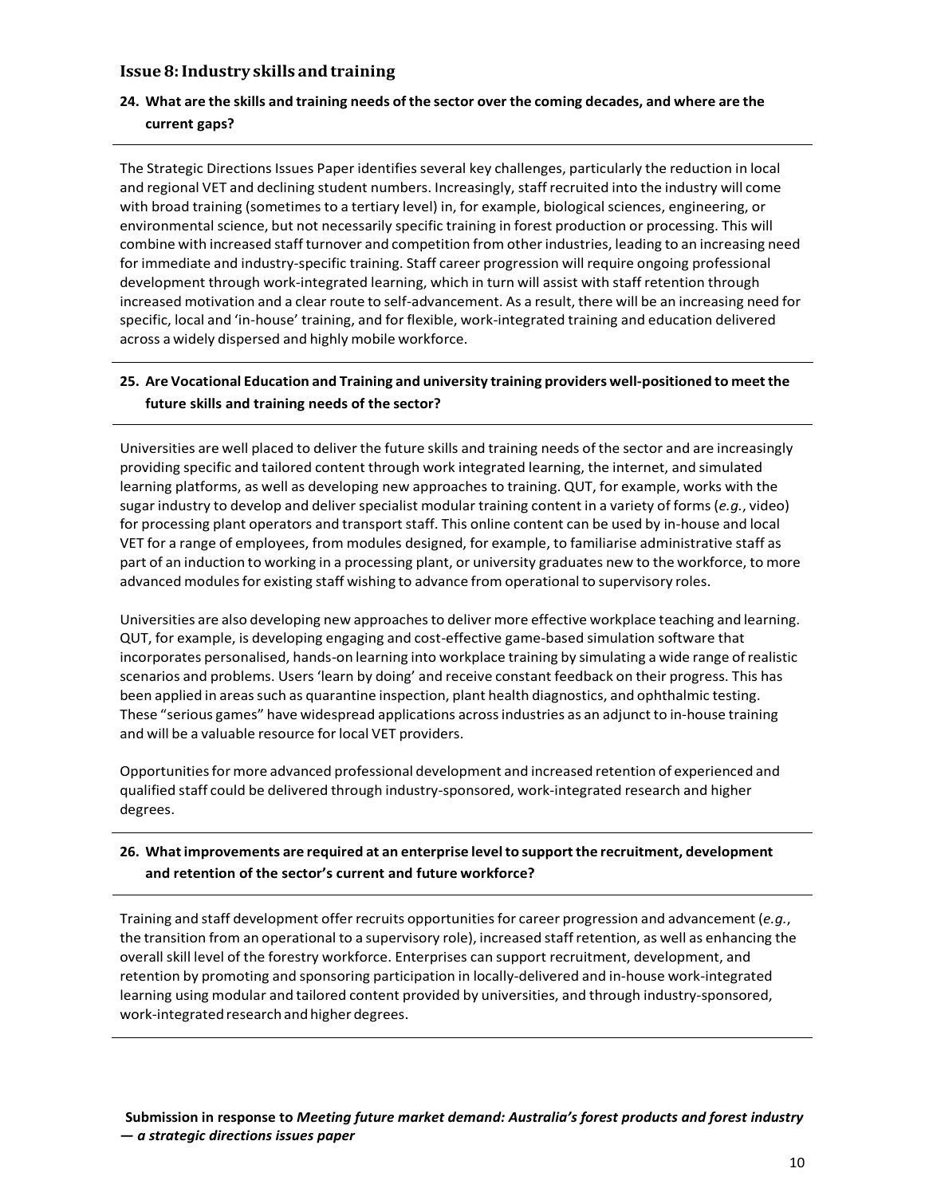## Issue 8: Industry skills and training

### 24. What are the skills and training needs of the sector over the coming decades, and where are the current gaps?

The Strategic Directions Issues Paper identifies several key challenges, particularly the reduction in local and regional VET and declining student numbers. Increasingly, staff recruited into the industry will come with broad training (sometimes to a tertiary level) in, for example, biological sciences, engineering, or environmental science, but not necessarily specific training in forest production or processing. This will combine with increased staff turnover and competition from other industries, leading to an increasing need for immediate and industry-specific training. Staff career progression will require ongoing professional development through work-integrated learning, which in turn will assist with staff retention through increased motivation and a clear route to self-advancement. As a result, there will be an increasing need for specific, local and 'in-house' training, and for flexible, work-integrated training and education delivered across a widely dispersed and highly mobile workforce.

### 25. Are Vocational Education and Training and university training providers well-positioned to meet the future skills and training needs of the sector?

Universities are well placed to deliver the future skills and training needs of the sector and are increasingly providing specific and tailored content through work integrated learning, the internet, and simulated learning platforms, as well as developing new approaches to training. QUT, for example, works with the sugar industry to develop and deliver specialist modular training content in a variety of forms (*e.g.*, video) for processing plant operators and transport staff. This online content can be used by in-house and local VET for a range of employees, from modules designed, for example, to familiarise administrative staff as part of an induction to working in a processing plant, or university graduates new to the workforce, to more advanced modules for existing staff wishing to advance from operational to supervisory roles.

Universities are also developing new approaches to deliver more effective workplace teaching and learning. QUT, for example, is developing engaging and cost-effective game-based simulation software that incorporates personalised, hands-on learning into workplace training by simulating a wide range of realistic scenarios and problems. Users 'learn by doing' and receive constant feedback on their progress. This has been applied in areas such as quarantine inspection, plant health diagnostics, and ophthalmic testing. These "serious games" have widespread applications across industries as an adjunct to in-house training and will be a valuable resource for local VET providers.

Opportunities for more advanced professional development and increased retention of experienced and qualified staff could be delivered through industry-sponsored, work-integrated research and higher degrees.

### 26. What improvements are required at an enterprise level to support the recruitment, development and retention of the sector's current and future workforce?

Training and staff development offer recruits opportunities for career progression and advancement (*e.g.*, the transition from an operational to a supervisory role), increased staff retention, as well as enhancing the overall skill level of the forestry workforce. Enterprises can support recruitment, development, and retention by promoting and sponsoring participation in locally-delivered and in-house work-integrated learning using modular and tailored content provided by universities, and through industry-sponsored, work-integrated research and higher degrees.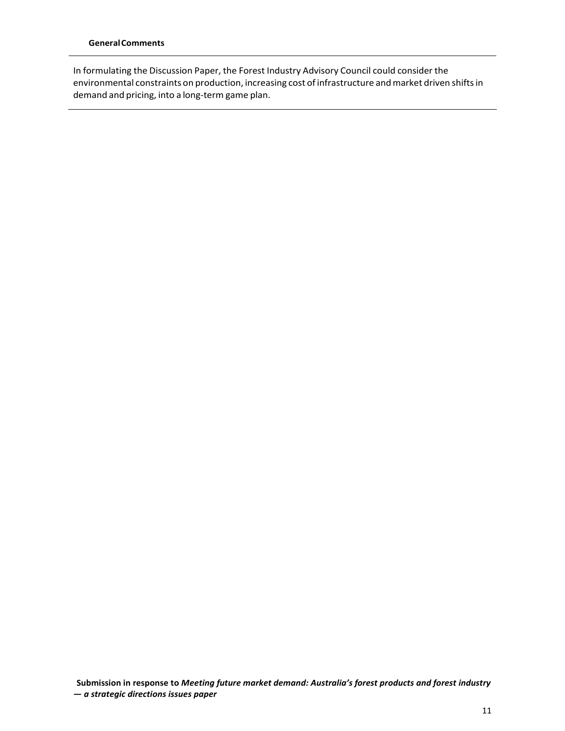**General Comments**

In formulating the Discussion Paper, the Forest Industry Advisory Council could consider the environmental constraints on production, increasing cost of infrastructure and market driven shifts in demand and pricing, into a long-term game plan.